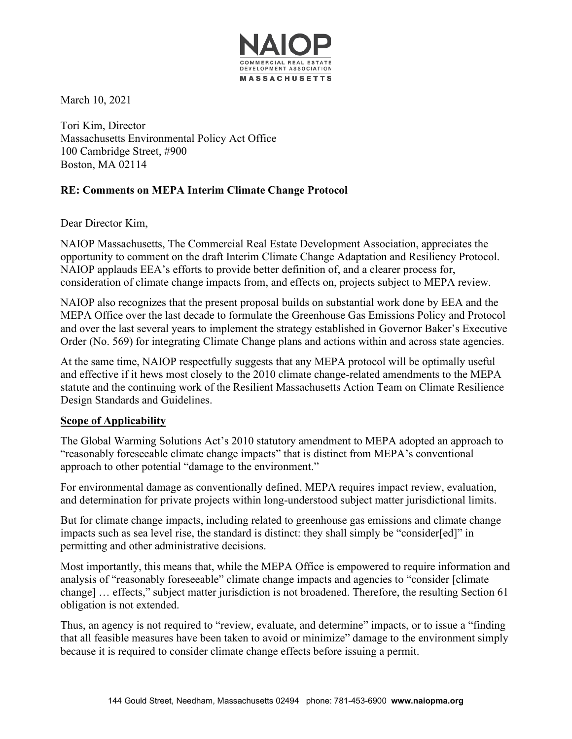March 10, 2021

Tori Kim, Director
Massachusetts Environmental Policy Act Office
100 Cambridge Street, #900
Boston, MA 02114

**RE: Comments on MEPA Interim Climate Change Protocol**

Dear Director Kim,

NAIOP Massachusetts, The Commercial Real Estate Development Association, appreciates the opportunity to comment on the draft Interim Climate Change Adaptation and Resiliency Protocol. NAIOP applauds EEA's efforts to provide better definition of, and a clearer process for, consideration of climate change impacts from, and effects on, projects subject to MEPA review.

NAIOP also recognizes that the present proposal builds on substantial work done by EEA and the MEPA Office over the last decade to formulate the Greenhouse Gas Emissions Policy and Protocol and over the last several years to implement the strategy established in Governor Baker's Executive Order (No. 569) for integrating Climate Change plans and actions within and across state agencies.

At the same time, NAIOP respectfully suggests that any MEPA protocol will be optimally useful and effective if it hews most closely to the 2010 climate change-related amendments to the MEPA statute and the continuing work of the Resilient Massachusetts Action Team on Climate Resilience Design Standards and Guidelines.

**Scope of Applicability**

The Global Warming Solutions Act's 2010 statutory amendment to MEPA adopted an approach to "reasonably foreseeable climate change impacts" that is distinct from MEPA's conventional approach to other potential "damage to the environment."

For environmental damage as conventionally defined, MEPA requires impact review, evaluation, and determination for private projects within long-understood subject matter jurisdictional limits.

But for climate change impacts, including related to greenhouse gas emissions and climate change impacts such as sea level rise, the standard is distinct: they shall simply be "consider[ed]" in permitting and other administrative decisions.

Most importantly, this means that, while the MEPA Office is empowered to require information and analysis of "reasonably foreseeable" climate change impacts and agencies to "consider [climate change] … effects," subject matter jurisdiction is not broadened. Therefore, the resulting Section 61 obligation is not extended.

Thus, an agency is not required to "review, evaluate, and determine" impacts, or to issue a "finding that all feasible measures have been taken to avoid or minimize" damage to the environment simply because it is required to consider climate change effects before issuing a permit.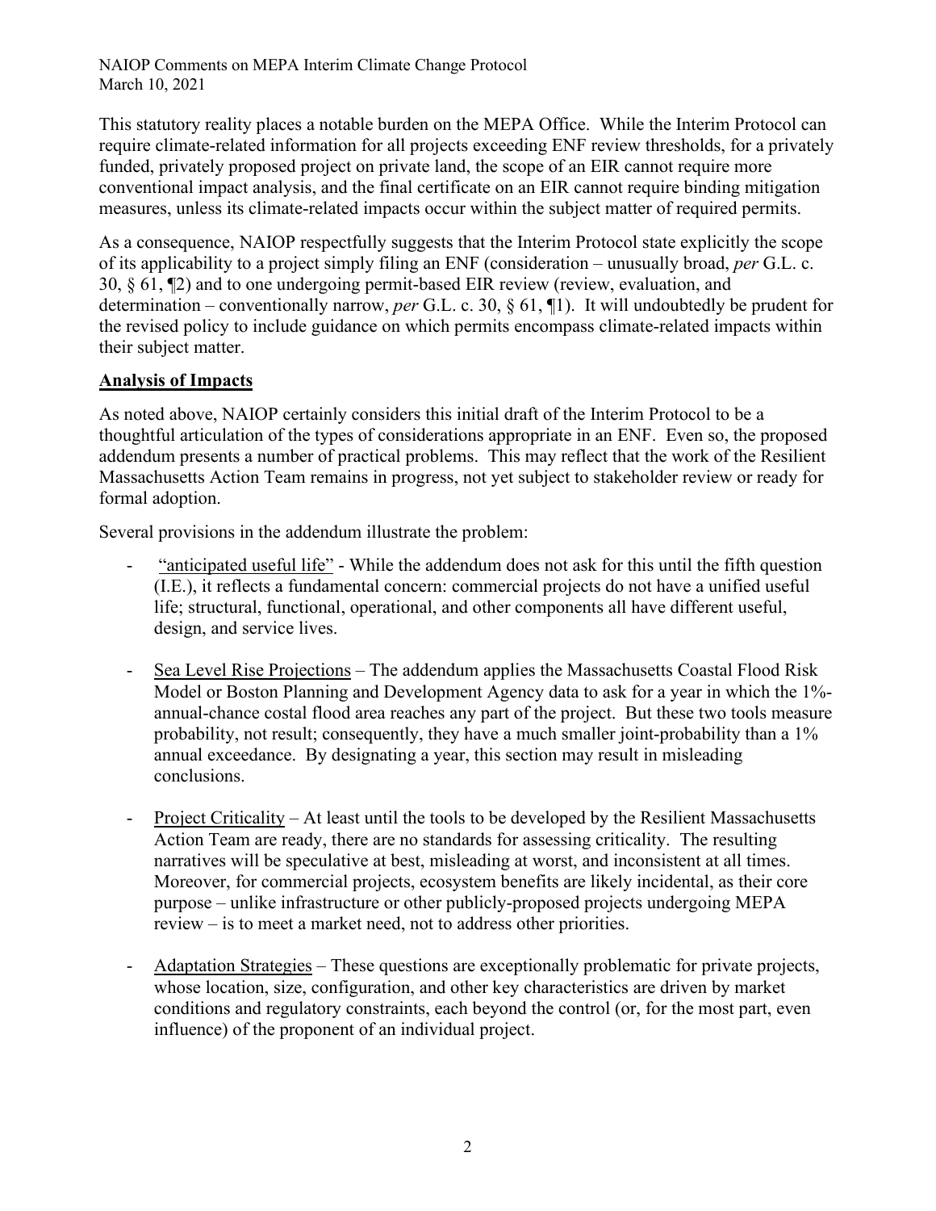This statutory reality places a notable burden on the MEPA Office. While the Interim Protocol can require climate-related information for all projects exceeding ENF review thresholds, for a privately funded, privately proposed project on private land, the scope of an EIR cannot require more conventional impact analysis, and the final certificate on an EIR cannot require binding mitigation measures, unless its climate-related impacts occur within the subject matter of required permits.

As a consequence, NAIOP respectfully suggests that the Interim Protocol state explicitly the scope of its applicability to a project simply filing an ENF (consideration – unusually broad, *per* G.L. c. 30, § 61, ¶2) and to one undergoing permit-based EIR review (review, evaluation, and determination – conventionally narrow, *per* G.L. c. 30, § 61, ¶1). It will undoubtedly be prudent for the revised policy to include guidance on which permits encompass climate-related impacts within their subject matter.

## Analysis of Impacts

As noted above, NAIOP certainly considers this initial draft of the Interim Protocol to be a thoughtful articulation of the types of considerations appropriate in an ENF. Even so, the proposed addendum presents a number of practical problems. This may reflect that the work of the Resilient Massachusetts Action Team remains in progress, not yet subject to stakeholder review or ready for formal adoption.

Several provisions in the addendum illustrate the problem:

- "anticipated useful life" - While the addendum does not ask for this until the fifth question (I.E.), it reflects a fundamental concern: commercial projects do not have a unified useful life; structural, functional, operational, and other components all have different useful, design, and service lives.

- Sea Level Rise Projections – The addendum applies the Massachusetts Coastal Flood Risk Model or Boston Planning and Development Agency data to ask for a year in which the 1%-annual-chance costal flood area reaches any part of the project. But these two tools measure probability, not result; consequently, they have a much smaller joint-probability than a 1% annual exceedance. By designating a year, this section may result in misleading conclusions.

- Project Criticality – At least until the tools to be developed by the Resilient Massachusetts Action Team are ready, there are no standards for assessing criticality. The resulting narratives will be speculative at best, misleading at worst, and inconsistent at all times. Moreover, for commercial projects, ecosystem benefits are likely incidental, as their core purpose – unlike infrastructure or other publicly-proposed projects undergoing MEPA review – is to meet a market need, not to address other priorities.

- Adaptation Strategies – These questions are exceptionally problematic for private projects, whose location, size, configuration, and other key characteristics are driven by market conditions and regulatory constraints, each beyond the control (or, for the most part, even influence) of the proponent of an individual project.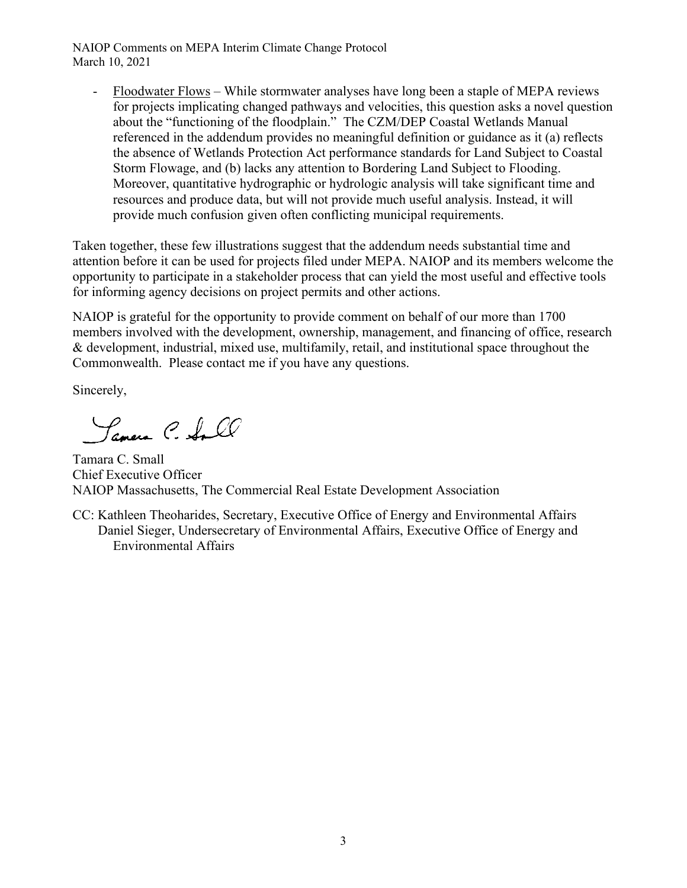- Floodwater Flows – While stormwater analyses have long been a staple of MEPA reviews for projects implicating changed pathways and velocities, this question asks a novel question about the "functioning of the floodplain." The CZM/DEP Coastal Wetlands Manual referenced in the addendum provides no meaningful definition or guidance as it (a) reflects the absence of Wetlands Protection Act performance standards for Land Subject to Coastal Storm Flowage, and (b) lacks any attention to Bordering Land Subject to Flooding. Moreover, quantitative hydrographic or hydrologic analysis will take significant time and resources and produce data, but will not provide much useful analysis. Instead, it will provide much confusion given often conflicting municipal requirements.

Taken together, these few illustrations suggest that the addendum needs substantial time and attention before it can be used for projects filed under MEPA. NAIOP and its members welcome the opportunity to participate in a stakeholder process that can yield the most useful and effective tools for informing agency decisions on project permits and other actions.

NAIOP is grateful for the opportunity to provide comment on behalf of our more than 1700 members involved with the development, ownership, management, and financing of office, research & development, industrial, mixed use, multifamily, retail, and institutional space throughout the Commonwealth. Please contact me if you have any questions.

Sincerely,

Tamara C. Small
Chief Executive Officer
NAIOP Massachusetts, The Commercial Real Estate Development Association

CC: Kathleen Theoharides, Secretary, Executive Office of Energy and Environmental Affairs
Daniel Sieger, Undersecretary of Environmental Affairs, Executive Office of Energy and Environmental Affairs